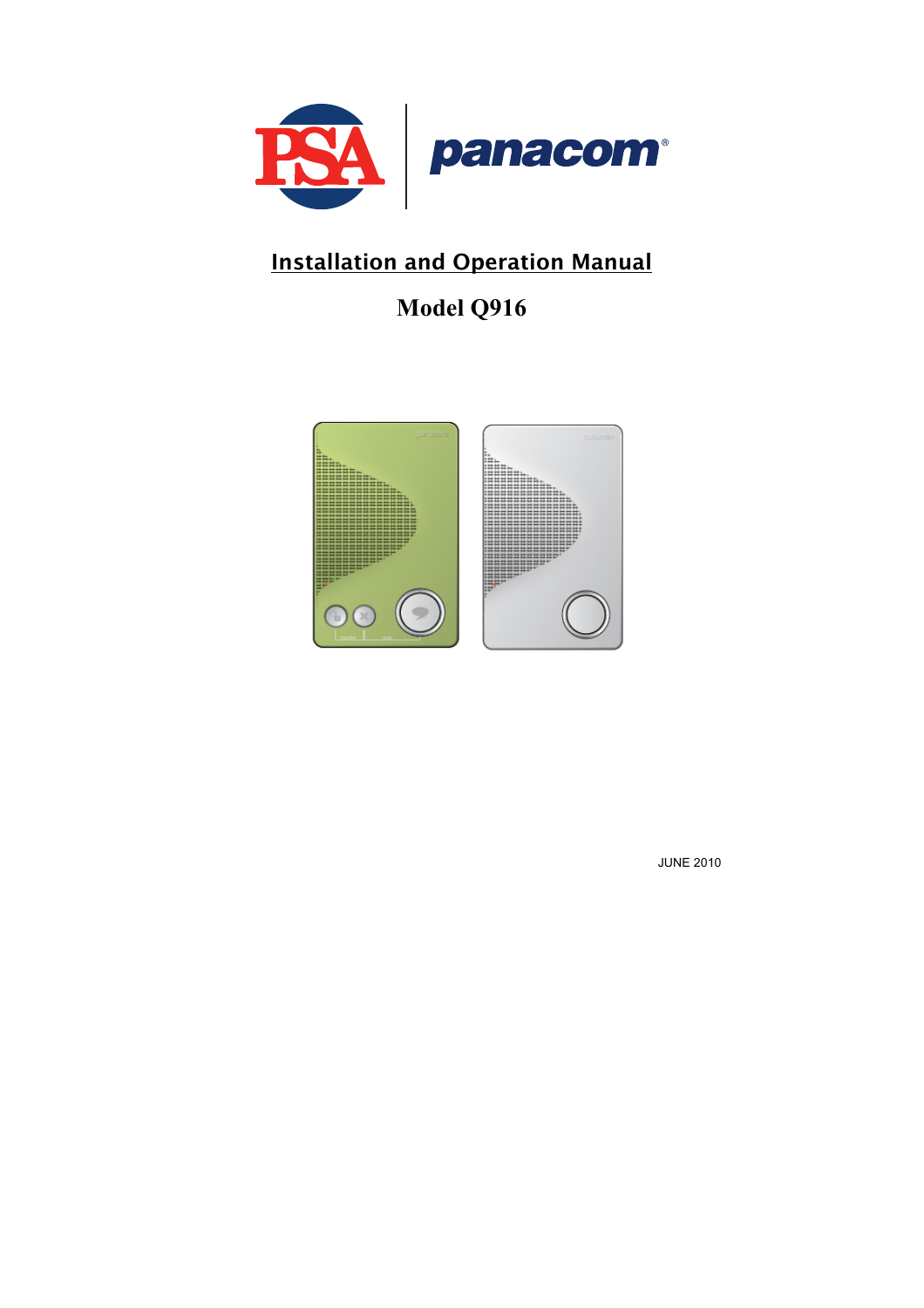PSA | panacom®

# Installation and Operation Manual

## Model Q916

JUNE 2010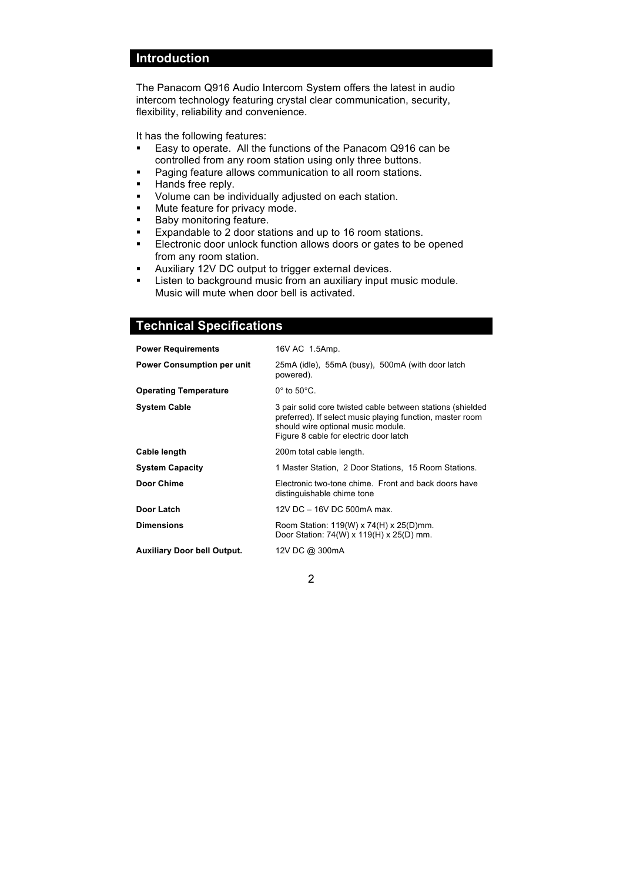## Introduction

The Panacom Q916 Audio Intercom System offers the latest in audio intercom technology featuring crystal clear communication, security, flexibility, reliability and convenience.

It has the following features:

- Easy to operate. All the functions of the Panacom Q916 can be controlled from any room station using only three buttons.
- Paging feature allows communication to all room stations.
- Hands free reply.
- Volume can be individually adjusted on each station.
- Mute feature for privacy mode.
- Baby monitoring feature.
- Expandable to 2 door stations and up to 16 room stations.
- Electronic door unlock function allows doors or gates to be opened from any room station.
- Auxiliary 12V DC output to trigger external devices.
- Listen to background music from an auxiliary input music module. Music will mute when door bell is activated.

## Technical Specifications

| | |
|---|---|
| **Power Requirements** | 16V AC 1.5Amp. |
| **Power Consumption per unit** | 25mA (idle), 55mA (busy), 500mA (with door latch powered). |
| **Operating Temperature** | 0° to 50°C. |
| **System Cable** | 3 pair solid core twisted cable between stations (shielded preferred). If select music playing function, master room should wire optional music module. Figure 8 cable for electric door latch |
| **Cable length** | 200m total cable length. |
| **System Capacity** | 1 Master Station, 2 Door Stations, 15 Room Stations. |
| **Door Chime** | Electronic two-tone chime. Front and back doors have distinguishable chime tone |
| **Door Latch** | 12V DC – 16V DC 500mA max. |
| **Dimensions** | Room Station: 119(W) x 74(H) x 25(D)mm. Door Station: 74(W) x 119(H) x 25(D) mm. |
| **Auxiliary Door bell Output.** | 12V DC @ 300mA |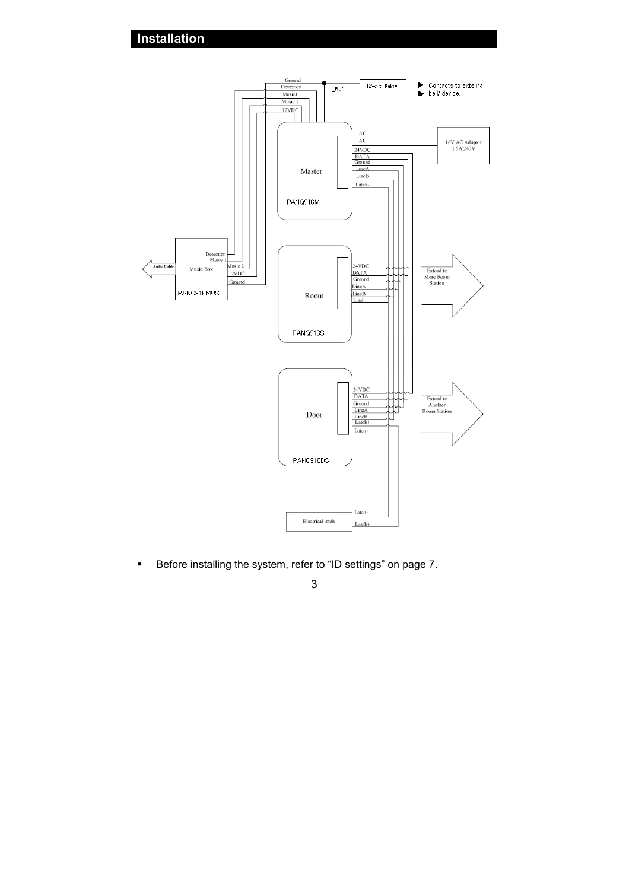# Installation

- Before installing the system, refer to "ID settings" on page 7.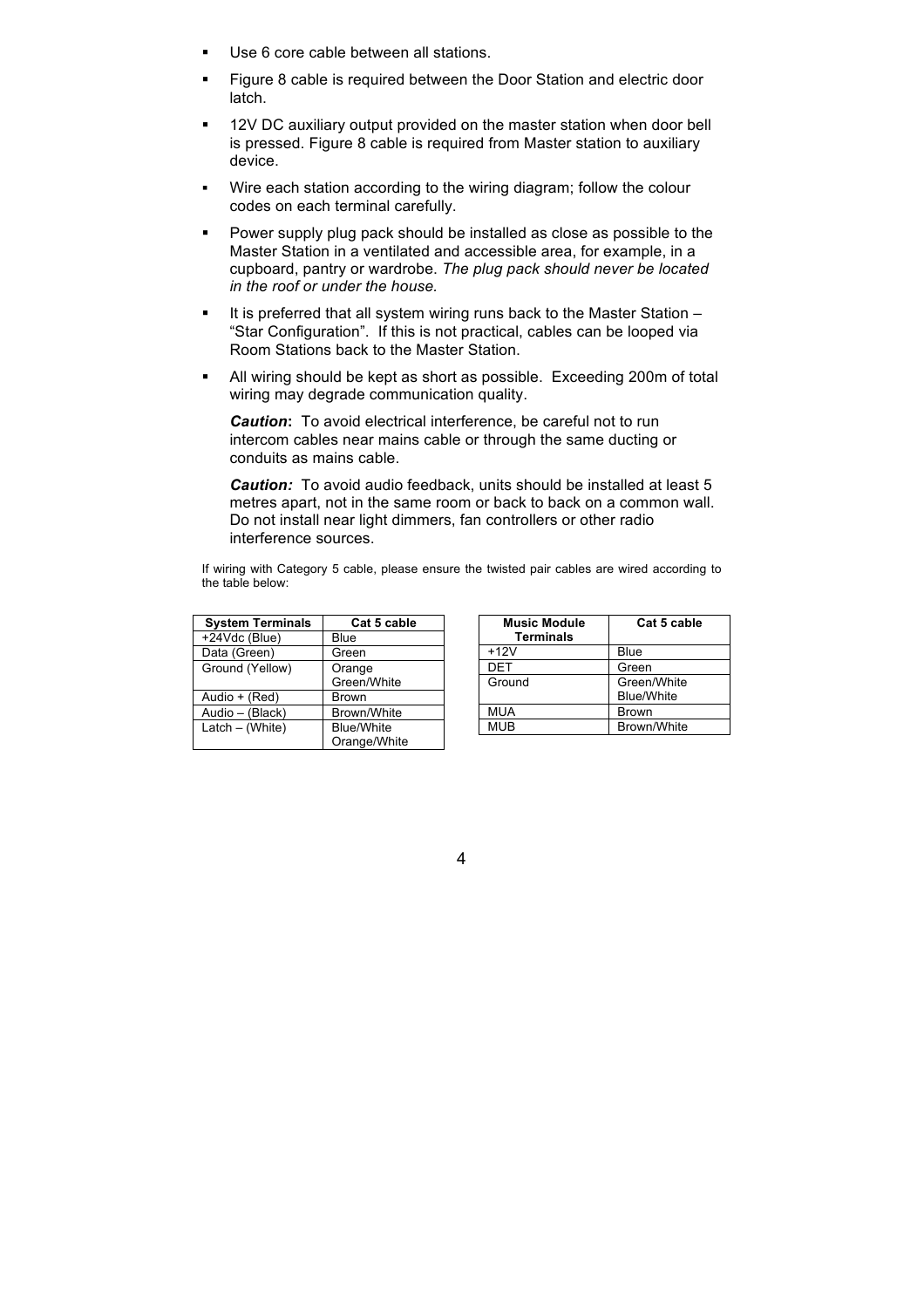- Use 6 core cable between all stations.
- Figure 8 cable is required between the Door Station and electric door latch.
- 12V DC auxiliary output provided on the master station when door bell is pressed. Figure 8 cable is required from Master station to auxiliary device.
- Wire each station according to the wiring diagram; follow the colour codes on each terminal carefully.
- Power supply plug pack should be installed as close as possible to the Master Station in a ventilated and accessible area, for example, in a cupboard, pantry or wardrobe. *The plug pack should never be located in the roof or under the house.*
- It is preferred that all system wiring runs back to the Master Station – "Star Configuration". If this is not practical, cables can be looped via Room Stations back to the Master Station.
- All wiring should be kept as short as possible. Exceeding 200m of total wiring may degrade communication quality.

  ***Caution*:** To avoid electrical interference, be careful not to run intercom cables near mains cable or through the same ducting or conduits as mains cable.

  ***Caution:*** To avoid audio feedback, units should be installed at least 5 metres apart, not in the same room or back to back on a common wall. Do not install near light dimmers, fan controllers or other radio interference sources.

If wiring with Category 5 cable, please ensure the twisted pair cables are wired according to the table below:

| System Terminals | Cat 5 cable |
|---|---|
| +24Vdc (Blue) | Blue |
| Data (Green) | Green |
| Ground (Yellow) | Orange<br>Green/White |
| Audio + (Red) | Brown |
| Audio – (Black) | Brown/White |
| Latch – (White) | Blue/White<br>Orange/White |

| Music Module Terminals | Cat 5 cable |
|---|---|
| +12V | Blue |
| DET | Green |
| Ground | Green/White<br>Blue/White |
| MUA | Brown |
| MUB | Brown/White |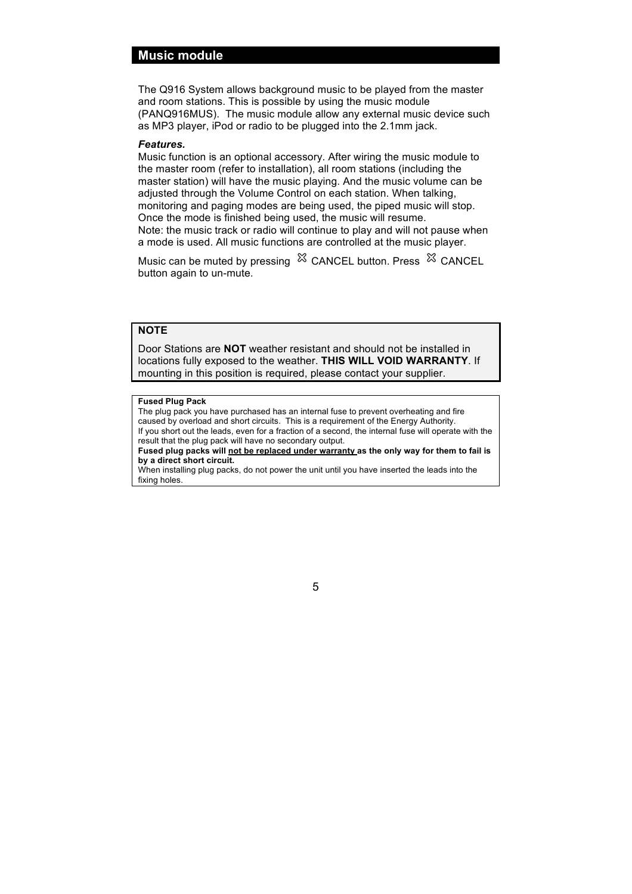## Music module

The Q916 System allows background music to be played from the master and room stations. This is possible by using the music module (PANQ916MUS). The music module allow any external music device such as MP3 player, iPod or radio to be plugged into the 2.1mm jack.

***Features.***

Music function is an optional accessory. After wiring the music module to the master room (refer to installation), all room stations (including the master station) will have the music playing. And the music volume can be adjusted through the Volume Control on each station. When talking, monitoring and paging modes are being used, the piped music will stop. Once the mode is finished being used, the music will resume.
Note: the music track or radio will continue to play and will not pause when a mode is used. All music functions are controlled at the music player.

Music can be muted by pressing ⌘ CANCEL button. Press ⌘ CANCEL button again to un-mute.

**NOTE**

Door Stations are **NOT** weather resistant and should not be installed in locations fully exposed to the weather. **THIS WILL VOID WARRANTY**. If mounting in this position is required, please contact your supplier.

**Fused Plug Pack**

The plug pack you have purchased has an internal fuse to prevent overheating and fire caused by overload and short circuits. This is a requirement of the Energy Authority.
If you short out the leads, even for a fraction of a second, the internal fuse will operate with the result that the plug pack will have no secondary output.
**Fused plug packs will <u>not be replaced under warranty</u> as the only way for them to fail is by a direct short circuit.**
When installing plug packs, do not power the unit until you have inserted the leads into the fixing holes.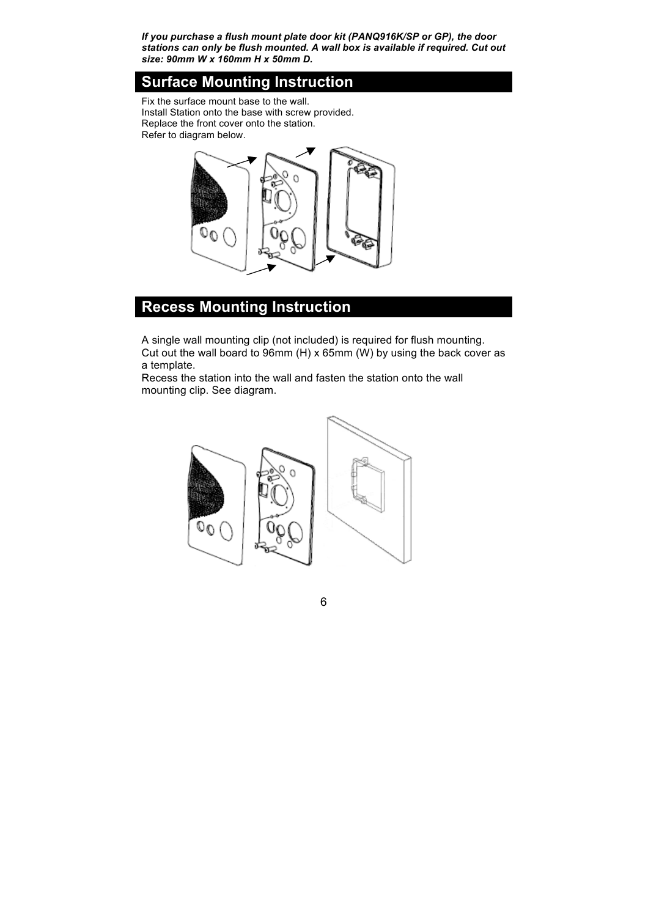***If you purchase a flush mount plate door kit (PANQ916K/SP or GP), the door stations can only be flush mounted. A wall box is available if required. Cut out size: 90mm W x 160mm H x 50mm D.***

## Surface Mounting Instruction

Fix the surface mount base to the wall.
Install Station onto the base with screw provided.
Replace the front cover onto the station.
Refer to diagram below.

## Recess Mounting Instruction

A single wall mounting clip (not included) is required for flush mounting.
Cut out the wall board to 96mm (H) x 65mm (W) by using the back cover as a template.
Recess the station into the wall and fasten the station onto the wall mounting clip. See diagram.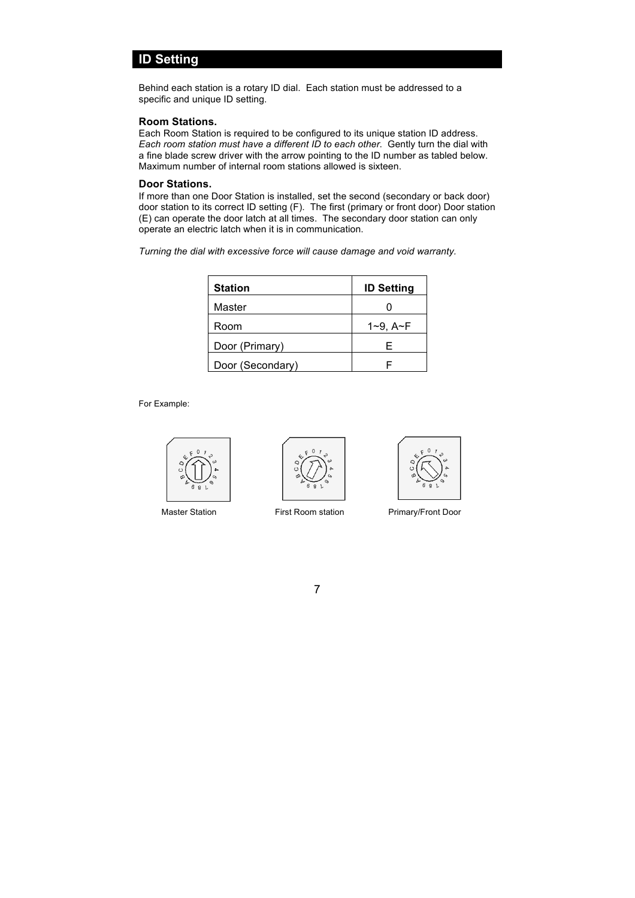## ID Setting

Behind each station is a rotary ID dial. Each station must be addressed to a specific and unique ID setting.

### Room Stations.

Each Room Station is required to be configured to its unique station ID address. *Each room station must have a different ID to each other*. Gently turn the dial with a fine blade screw driver with the arrow pointing to the ID number as tabled below. Maximum number of internal room stations allowed is sixteen.

### Door Stations.

If more than one Door Station is installed, set the second (secondary or back door) door station to its correct ID setting (F). The first (primary or front door) Door station (E) can operate the door latch at all times. The secondary door station can only operate an electric latch when it is in communication.

*Turning the dial with excessive force will cause damage and void warranty.*

| Station | ID Setting |
|---|---|
| Master | 0 |
| Room | 1~9, A~F |
| Door (Primary) | E |
| Door (Secondary) | F |

For Example:

Master Station

First Room station

Primary/Front Door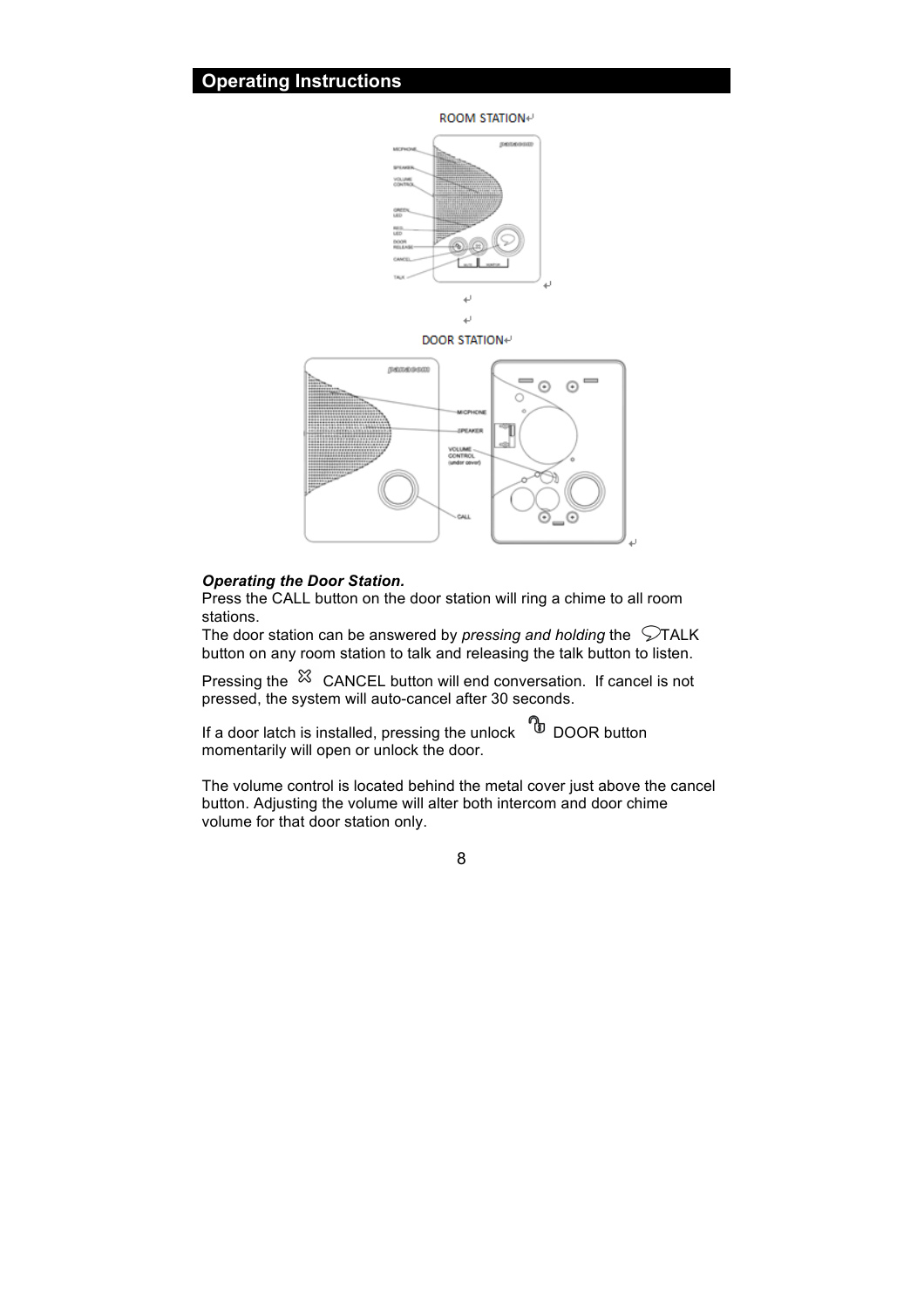## Operating Instructions

ROOM STATION

MICPHONE
SPEAKER
VOLUME CONTROL
GREEN LED
RED LED
DOOR RELEASE
CANCEL
TALK

DOOR STATION

MICPHONE
SPEAKER
VOLUME CONTROL (under cover)
CALL

***Operating the Door Station.***

Press the CALL button on the door station will ring a chime to all room stations.

The door station can be answered by *pressing and holding* the TALK button on any room station to talk and releasing the talk button to listen.

Pressing the CANCEL button will end conversation. If cancel is not pressed, the system will auto-cancel after 30 seconds.

If a door latch is installed, pressing the unlock DOOR button momentarily will open or unlock the door.

The volume control is located behind the metal cover just above the cancel button. Adjusting the volume will alter both intercom and door chime volume for that door station only.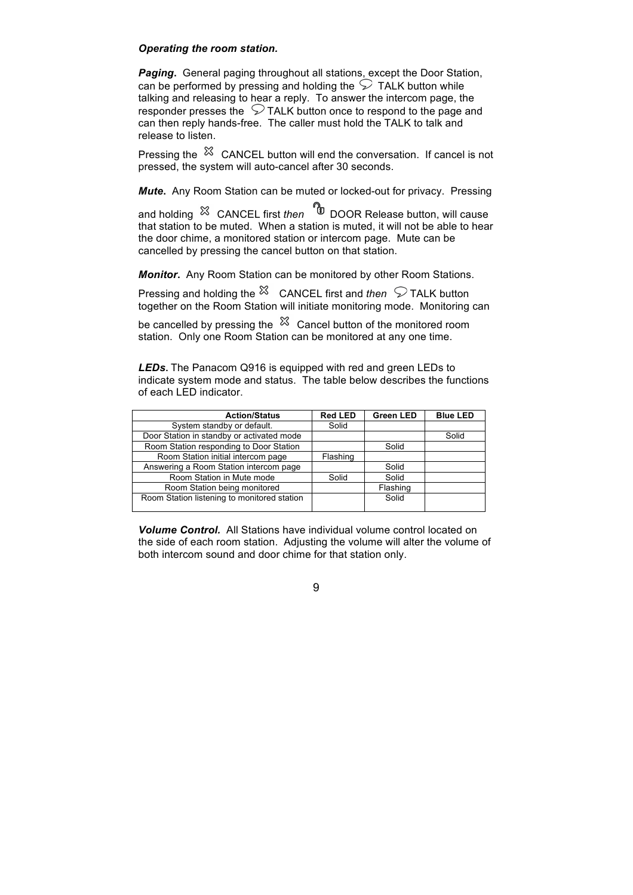***Operating the room station.***

***Paging.*** General paging throughout all stations, except the Door Station, can be performed by pressing and holding the TALK button while talking and releasing to hear a reply. To answer the intercom page, the responder presses the TALK button once to respond to the page and can then reply hands-free. The caller must hold the TALK to talk and release to listen.

Pressing the CANCEL button will end the conversation. If cancel is not pressed, the system will auto-cancel after 30 seconds.

***Mute.*** Any Room Station can be muted or locked-out for privacy. Pressing and holding CANCEL first *then* DOOR Release button, will cause that station to be muted. When a station is muted, it will not be able to hear the door chime, a monitored station or intercom page. Mute can be cancelled by pressing the cancel button on that station.

***Monitor.*** Any Room Station can be monitored by other Room Stations. Pressing and holding the CANCEL first and *then* TALK button together on the Room Station will initiate monitoring mode. Monitoring can be cancelled by pressing the Cancel button of the monitored room station. Only one Room Station can be monitored at any one time.

***LEDs***. The Panacom Q916 is equipped with red and green LEDs to indicate system mode and status. The table below describes the functions of each LED indicator.

| Action/Status | Red LED | Green LED | Blue LED |
|---|---|---|---|
| System standby or default. | Solid | | |
| Door Station in standby or activated mode | | | Solid |
| Room Station responding to Door Station | | Solid | |
| Room Station initial intercom page | Flashing | | |
| Answering a Room Station intercom page | | Solid | |
| Room Station in Mute mode | Solid | Solid | |
| Room Station being monitored | | Flashing | |
| Room Station listening to monitored station | | Solid | |

***Volume Control.*** All Stations have individual volume control located on the side of each room station. Adjusting the volume will alter the volume of both intercom sound and door chime for that station only.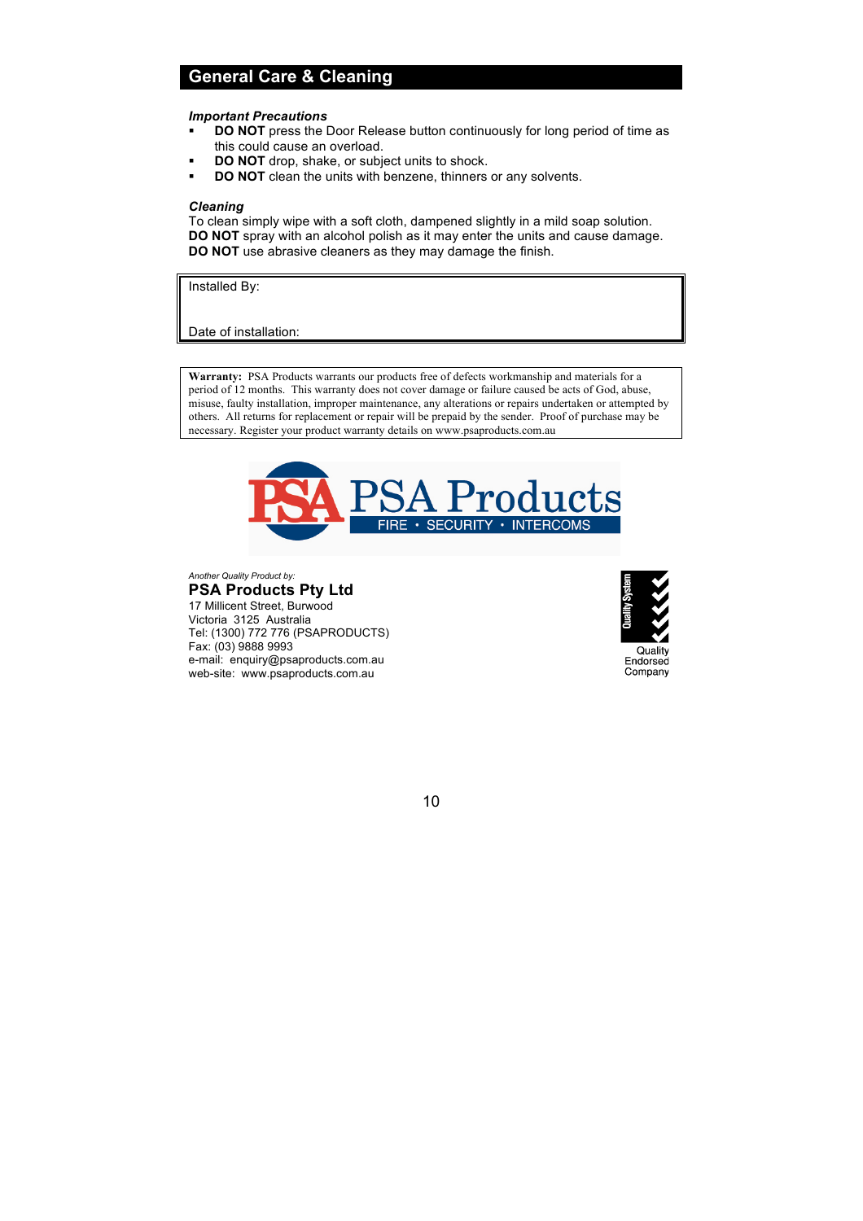## General Care & Cleaning

***Important Precautions***

- **DO NOT** press the Door Release button continuously for long period of time as this could cause an overload.
- **DO NOT** drop, shake, or subject units to shock.
- **DO NOT** clean the units with benzene, thinners or any solvents.

***Cleaning***

To clean simply wipe with a soft cloth, dampened slightly in a mild soap solution.
**DO NOT** spray with an alcohol polish as it may enter the units and cause damage.
**DO NOT** use abrasive cleaners as they may damage the finish.

Installed By:

Date of installation:

**Warranty:** PSA Products warrants our products free of defects workmanship and materials for a period of 12 months. This warranty does not cover damage or failure caused be acts of God, abuse, misuse, faulty installation, improper maintenance, any alterations or repairs undertaken or attempted by others. All returns for replacement or repair will be prepaid by the sender. Proof of purchase may be necessary. Register your product warranty details on www.psaproducts.com.au

PSA Products
FIRE • SECURITY • INTERCOMS

*Another Quality Product by:*

**PSA Products Pty Ltd**
17 Millicent Street, Burwood
Victoria 3125 Australia
Tel: (1300) 772 776 (PSAPRODUCTS)
Fax: (03) 9888 9993
e-mail: enquiry@psaproducts.com.au
web-site: www.psaproducts.com.au

Quality System
Quality Endorsed Company